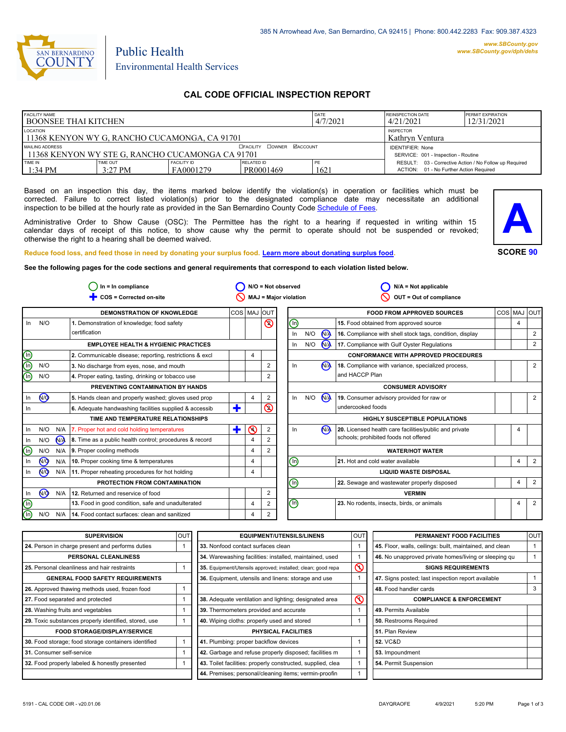385 N Arrowhead Ave, San Bernardino, CA 92415 | Phone: 800.442.2283 Fax: 909.387.4323

www.SBCounty.gov
www.SBCounty.gov/dph/dehs

SAN BERNARDINO COUNTY

Public Health
Environmental Health Services

# CAL CODE OFFICIAL INSPECTION REPORT

| FACILITY NAME | | | | DATE | REINSPECTION DATE | PERMIT EXPIRATION |
|---|---|---|---|---|---|---|
| BOONSEE THAI KITCHEN | | | | 4/7/2021 | 4/21/2021 | 12/31/2021 |
| LOCATION: 11368 KENYON WY G, RANCHO CUCAMONGA, CA 91701 | | | | | INSPECTOR: Kathryn Ventura | |
| MAILING ADDRESS: 11368 KENYON WY STE G, RANCHO CUCAMONGA CA 91701 ☐FACILITY ☐OWNER ☑ACCOUNT | | | | | IDENTIFIER: None; SERVICE: 001 - Inspection - Routine | |
| TIME IN | TIME OUT | FACILITY ID | RELATED ID | PE | RESULT: 03 - Corrective Action / No Follow up Required; ACTION: 01 - No Further Action Required | |
| 1:34 PM | 3:27 PM | FA0001279 | PR0001469 | 1621 | | |

Based on an inspection this day, the items marked below identify the violation(s) in operation or facilities which must be corrected. Failure to correct listed violation(s) prior to the designated compliance date may necessitate an additional inspection to be billed at the hourly rate as provided in the San Bernardino County Code Schedule of Fees.

Administrative Order to Show Cause (OSC): The Permittee has the right to a hearing if requested in writing within 15 calendar days of receipt of this notice, to show cause why the permit to operate should not be suspended or revoked; otherwise the right to a hearing shall be deemed waived.

**A**

**SCORE 90**

Reduce food loss, and feed those in need by donating your surplus food. Learn more about donating surplus food.

**See the following pages for the code sections and general requirements that correspond to each violation listed below.**

In = In compliance | N/O = Not observed | N/A = Not applicable | COS = Corrected on-site | MAJ = Major violation | OUT = Out of compliance

| Status | Item | COS | MAJ | OUT |
|---|---|---|---|---|
| **DEMONSTRATION OF KNOWLEDGE** | | | | |
| In N/O | 1. Demonstration of knowledge; food safety certification | | | ⊘ 2 |
| **EMPLOYEE HEALTH & HYGIENIC PRACTICES** | | | | |
| (In) | 2. Communicable disease; reporting, restrictions & excl | | 4 | |
| (In) N/O | 3. No discharge from eyes, nose, and mouth | | | 2 |
| (In) N/O | 4. Proper eating, tasting, drinking or tobacco use | | | 2 |
| **PREVENTING CONTAMINATION BY HANDS** | | | | |
| In (N/O) | 5. Hands clean and properly washed; gloves used prop | | 4 | 2 |
| In | 6. Adequate handwashing facilities supplied & accessib | ✚ | | ⊘ 2 |
| **TIME AND TEMPERATURE RELATIONSHIPS** | | | | |
| In N/O N/A | 7. Proper hot and cold holding temperatures | ✚ | ⊘ 4 | 2 |
| In N/O (N/A) | 8. Time as a public health control; procedures & record | | 4 | 2 |
| (In) N/O N/A | 9. Proper cooling methods | | 4 | 2 |
| In (N/O) N/A | 10. Proper cooking time & temperatures | | 4 | |
| In (N/O) N/A | 11. Proper reheating procedures for hot holding | | 4 | |
| **PROTECTION FROM CONTAMINATION** | | | | |
| In (N/O) N/A | 12. Returned and reservice of food | | | 2 |
| (In) | 13. Food in good condition, safe and unadulterated | | 4 | 2 |
| (In) N/O N/A | 14. Food contact surfaces: clean and sanitized | | 4 | 2 |
| **FOOD FROM APPROVED SOURCES** | | | | |
| (In) | 15. Food obtained from approved source | | 4 | |
| In N/O (N/A) | 16. Compliance with shell stock tags, condition, display | | | 2 |
| In N/O (N/A) | 17. Compliance with Gulf Oyster Regulations | | | 2 |
| **CONFORMANCE WITH APPROVED PROCEDURES** | | | | |
| In (N/A) | 18. Compliance with variance, specialized process, and HACCP Plan | | | 2 |
| **CONSUMER ADVISORY** | | | | |
| In N/O (N/A) | 19. Consumer advisory provided for raw or undercooked foods | | | 2 |
| **HIGHLY SUSCEPTIBLE POPULATIONS** | | | | |
| In (N/A) | 20. Licensed health care facilities/public and private schools; prohibited foods not offered | | 4 | |
| **WATER/HOT WATER** | | | | |
| (In) | 21. Hot and cold water available | | 4 | 2 |
| **LIQUID WASTE DISPOSAL** | | | | |
| (In) | 22. Sewage and wastewater properly disposed | | 4 | 2 |
| **VERMIN** | | | | |
| (In) | 23. No rodents, insects, birds, or animals | | 4 | 2 |

| Item | OUT |
|---|---|
| **SUPERVISION** | |
| 24. Person in charge present and performs duties | 1 |
| **PERSONAL CLEANLINESS** | |
| 25. Personal cleanliness and hair restraints | 1 |
| **GENERAL FOOD SAFETY REQUIREMENTS** | |
| 26. Approved thawing methods used, frozen food | 1 |
| 27. Food separated and protected | 1 |
| 28. Washing fruits and vegetables | 1 |
| 29. Toxic substances properly identified, stored, use | 1 |
| **FOOD STORAGE/DISPLAY/SERVICE** | |
| 30. Food storage; food storage containers identified | 1 |
| 31. Consumer self-service | 1 |
| 32. Food properly labeled & honestly presented | 1 |
| **EQUIPMENT/UTENSILS/LINENS** | |
| 33. Nonfood contact surfaces clean | 1 |
| 34. Warewashing facilities: installed, maintained, used | 1 |
| 35. Equipment/Utensils approved; installed; clean; good repa | ⊘ 1 |
| 36. Equipment, utensils and linens: storage and use | 1 |
| 38. Adequate ventilation and lighting; designated area | ⊘ 1 |
| 39. Thermometers provided and accurate | 1 |
| 40. Wiping cloths: properly used and stored | 1 |
| **PHYSICAL FACILITIES** | |
| 41. Plumbing: proper backflow devices | 1 |
| 42. Garbage and refuse properly disposed; facilities m | 1 |
| 43. Toilet facilities: properly constructed, supplied, clea | 1 |
| 44. Premises; personal/cleaning items; vermin-proofin | 1 |
| **PERMANENT FOOD FACILITIES** | |
| 45. Floor, walls, ceilings: built, maintained, and clean | 1 |
| 46. No unapproved private homes/living or sleeping qu | 1 |
| **SIGNS REQUIREMENTS** | |
| 47. Signs posted; last inspection report available | 1 |
| 48. Food handler cards | 3 |
| **COMPLIANCE & ENFORCEMENT** | |
| 49. Permits Available | |
| 50. Restrooms Required | |
| 51. Plan Review | |
| 52. VC&D | |
| 53. Impoundment | |
| 54. Permit Suspension | |

5191 - CAL CODE OIR - v20.01.06 DAYQRAOFE 4/9/2021 5:20 PM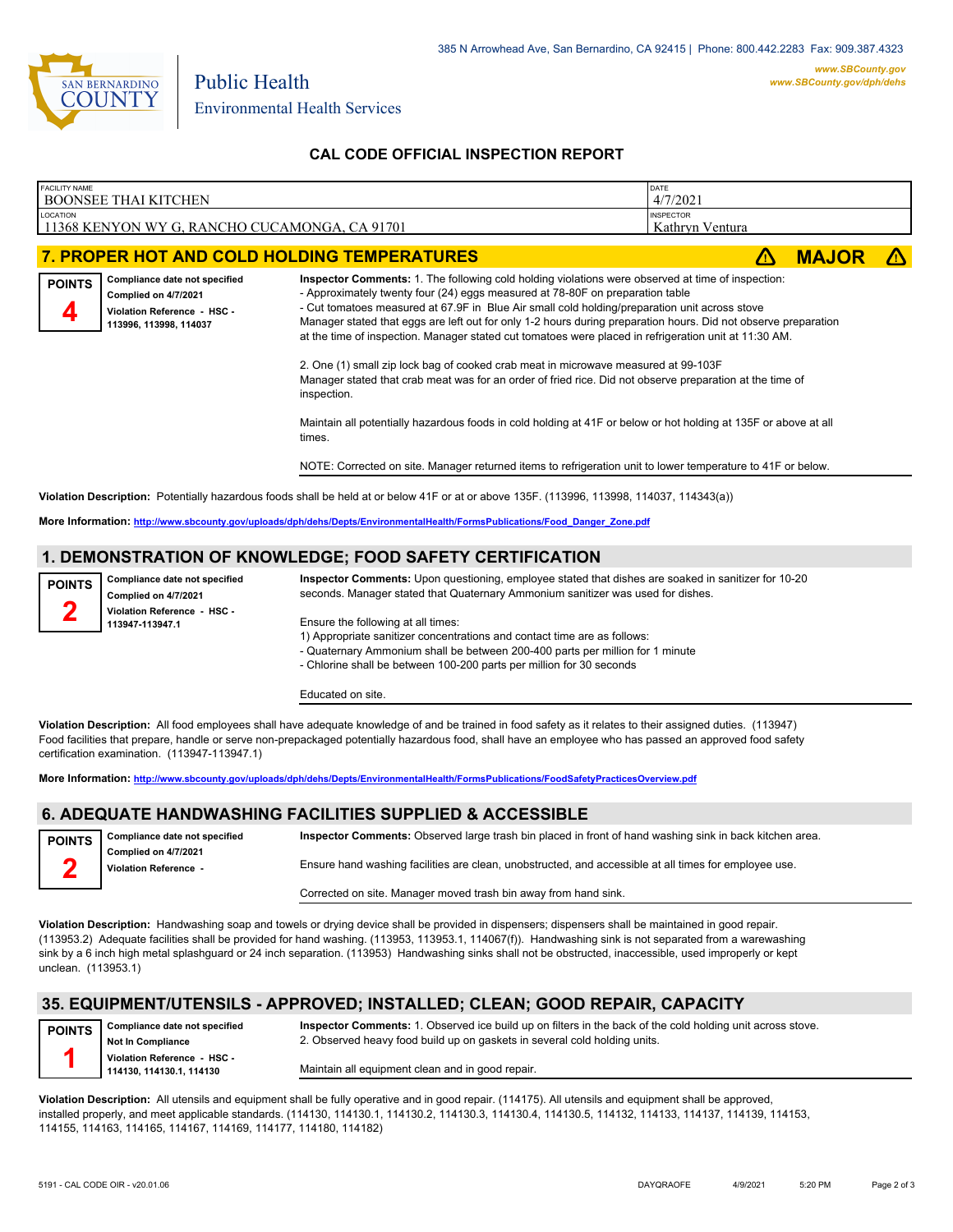# CAL CODE OFFICIAL INSPECTION REPORT

| FACILITY NAME | DATE |
|---|---|
| BOONSEE THAI KITCHEN | 4/7/2021 |
| **LOCATION** | **INSPECTOR** |
| 11368 KENYON WY G, RANCHO CUCAMONGA, CA 91701 | Kathryn Ventura |

## 7. PROPER HOT AND COLD HOLDING TEMPERATURES — ⚠ MAJOR ⚠

**POINTS 4**

**Compliance date not specified**
**Complied on 4/7/2021**
**Violation Reference - HSC - 113996, 113998, 114037**

**Inspector Comments:** 1. The following cold holding violations were observed at time of inspection:
- Approximately twenty four (24) eggs measured at 78-80F on preparation table
- Cut tomatoes measured at 67.9F in Blue Air small cold holding/preparation unit across stove
Manager stated that eggs are left out for only 1-2 hours during preparation hours. Did not observe preparation at the time of inspection. Manager stated cut tomatoes were placed in refrigeration unit at 11:30 AM.

2. One (1) small zip lock bag of cooked crab meat in microwave measured at 99-103F
Manager stated that crab meat was for an order of fried rice. Did not observe preparation at the time of inspection.

Maintain all potentially hazardous foods in cold holding at 41F or below or hot holding at 135F or above at all times.

NOTE: Corrected on site. Manager returned items to refrigeration unit to lower temperature to 41F or below.

**Violation Description:** Potentially hazardous foods shall be held at or below 41F or at or above 135F. (113996, 113998, 114037, 114343(a))

**More Information:** http://www.sbcounty.gov/uploads/dph/dehs/Depts/EnvironmentalHealth/FormsPublications/Food_Danger_Zone.pdf

## 1. DEMONSTRATION OF KNOWLEDGE; FOOD SAFETY CERTIFICATION

**POINTS 2**

**Compliance date not specified**
**Complied on 4/7/2021**
**Violation Reference - HSC - 113947-113947.1**

**Inspector Comments:** Upon questioning, employee stated that dishes are soaked in sanitizer for 10-20 seconds. Manager stated that Quaternary Ammonium sanitizer was used for dishes.

Ensure the following at all times:
1) Appropriate sanitizer concentrations and contact time are as follows:
- Quaternary Ammonium shall be between 200-400 parts per million for 1 minute
- Chlorine shall be between 100-200 parts per million for 30 seconds

Educated on site.

**Violation Description:** All food employees shall have adequate knowledge of and be trained in food safety as it relates to their assigned duties. (113947) Food facilities that prepare, handle or serve non-prepackaged potentially hazardous food, shall have an employee who has passed an approved food safety certification examination. (113947-113947.1)

**More Information:** http://www.sbcounty.gov/uploads/dph/dehs/Depts/EnvironmentalHealth/FormsPublications/FoodSafetyPracticesOverview.pdf

## 6. ADEQUATE HANDWASHING FACILITIES SUPPLIED & ACCESSIBLE

**POINTS 2**

**Compliance date not specified**
**Complied on 4/7/2021**
**Violation Reference -**

**Inspector Comments:** Observed large trash bin placed in front of hand washing sink in back kitchen area.

Ensure hand washing facilities are clean, unobstructed, and accessible at all times for employee use.

Corrected on site. Manager moved trash bin away from hand sink.

**Violation Description:** Handwashing soap and towels or drying device shall be provided in dispensers; dispensers shall be maintained in good repair. (113953.2) Adequate facilities shall be provided for hand washing. (113953, 113953.1, 114067(f)). Handwashing sink is not separated from a warewashing sink by a 6 inch high metal splashguard or 24 inch separation. (113953) Handwashing sinks shall not be obstructed, inaccessible, used improperly or kept unclean. (113953.1)

## 35. EQUIPMENT/UTENSILS - APPROVED; INSTALLED; CLEAN; GOOD REPAIR, CAPACITY

**POINTS 1**

**Compliance date not specified**
**Not In Compliance**
**Violation Reference - HSC - 114130, 114130.1, 114130**

**Inspector Comments:** 1. Observed ice build up on filters in the back of the cold holding unit across stove.
2. Observed heavy food build up on gaskets in several cold holding units.

Maintain all equipment clean and in good repair.

**Violation Description:** All utensils and equipment shall be fully operative and in good repair. (114175). All utensils and equipment shall be approved, installed properly, and meet applicable standards. (114130, 114130.1, 114130.2, 114130.3, 114130.4, 114130.5, 114132, 114133, 114137, 114139, 114153, 114155, 114163, 114165, 114167, 114169, 114177, 114180, 114182)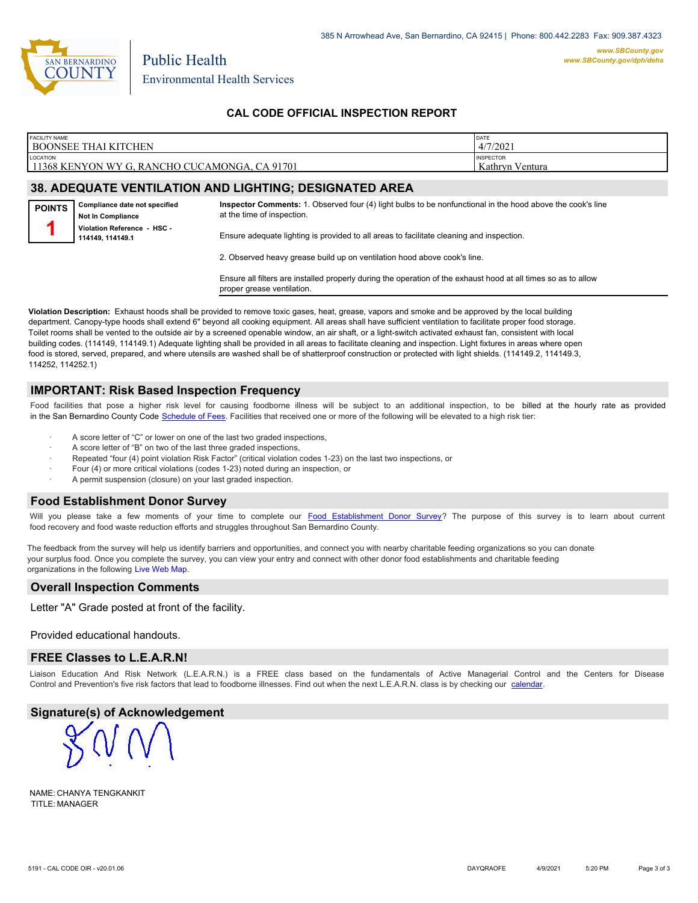385 N Arrowhead Ave, San Bernardino, CA 92415 | Phone: 800.442.2283 Fax: 909.387.4323

www.SBCounty.gov
www.SBCounty.gov/dph/dehs

Public Health
Environmental Health Services

## CAL CODE OFFICIAL INSPECTION REPORT

| FACILITY NAME | DATE |
|---|---|
| BOONSEE THAI KITCHEN | 4/7/2021 |
| LOCATION | INSPECTOR |
| 11368 KENYON WY G, RANCHO CUCAMONGA, CA 91701 | Kathryn Ventura |

## 38. ADEQUATE VENTILATION AND LIGHTING; DESIGNATED AREA

**POINTS** 1

**Compliance date not specified**
**Not In Compliance**
**Violation Reference - HSC - 114149, 114149.1**

**Inspector Comments:** 1. Observed four (4) light bulbs to be nonfunctional in the hood above the cook's line at the time of inspection.

Ensure adequate lighting is provided to all areas to facilitate cleaning and inspection.

2. Observed heavy grease build up on ventilation hood above cook's line.

Ensure all filters are installed properly during the operation of the exhaust hood at all times so as to allow proper grease ventilation.

**Violation Description:** Exhaust hoods shall be provided to remove toxic gases, heat, grease, vapors and smoke and be approved by the local building department. Canopy-type hoods shall extend 6" beyond all cooking equipment. All areas shall have sufficient ventilation to facilitate proper food storage. Toilet rooms shall be vented to the outside air by a screened openable window, an air shaft, or a light-switch activated exhaust fan, consistent with local building codes. (114149, 114149.1) Adequate lighting shall be provided in all areas to facilitate cleaning and inspection. Light fixtures in areas where open food is stored, served, prepared, and where utensils are washed shall be of shatterproof construction or protected with light shields. (114149.2, 114149.3, 114252, 114252.1)

## IMPORTANT: Risk Based Inspection Frequency

Food facilities that pose a higher risk level for causing foodborne illness will be subject to an additional inspection, to be billed at the hourly rate as provided in the San Bernardino County Code Schedule of Fees. Facilities that received one or more of the following will be elevated to a high risk tier:

- A score letter of "C" or lower on one of the last two graded inspections,
- A score letter of "B" on two of the last three graded inspections,
- Repeated "four (4) point violation Risk Factor" (critical violation codes 1-23) on the last two inspections, or
- Four (4) or more critical violations (codes 1-23) noted during an inspection, or
- A permit suspension (closure) on your last graded inspection.

## Food Establishment Donor Survey

Will you please take a few moments of your time to complete our Food Establishment Donor Survey? The purpose of this survey is to learn about current food recovery and food waste reduction efforts and struggles throughout San Bernardino County.

The feedback from the survey will help us identify barriers and opportunities, and connect you with nearby charitable feeding organizations so you can donate your surplus food. Once you complete the survey, you can view your entry and connect with other donor food establishments and charitable feeding organizations in the following Live Web Map.

## Overall Inspection Comments

Letter "A" Grade posted at front of the facility.

Provided educational handouts.

## FREE Classes to L.E.A.R.N!

Liaison Education And Risk Network (L.E.A.R.N.) is a FREE class based on the fundamentals of Active Managerial Control and the Centers for Disease Control and Prevention's five risk factors that lead to foodborne illnesses. Find out when the next L.E.A.R.N. class is by checking our calendar.

## Signature(s) of Acknowledgement

NAME: CHANYA TENGKANKIT
TITLE: MANAGER

5191 - CAL CODE OIR - v20.01.06 DAYQRAOFE 4/9/2021 5:20 PM